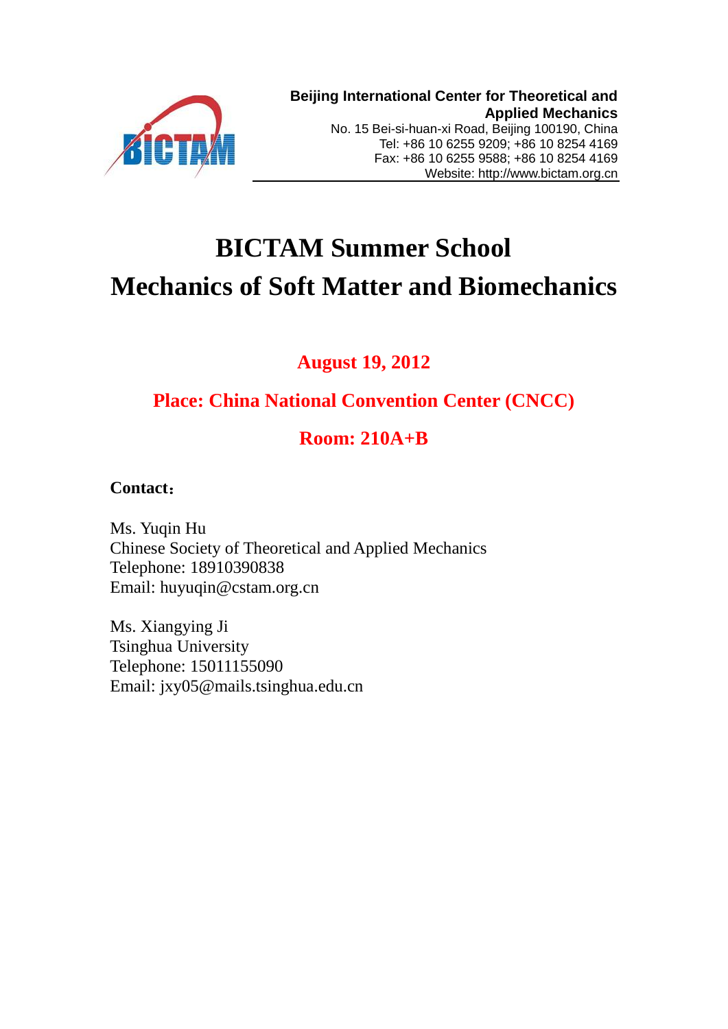**Beijing International Center for Theoretical and Applied Mechanics**
No. 15 Bei-si-huan-xi Road, Beijing 100190, China
Tel: +86 10 6255 9209; +86 10 8254 4169
Fax: +86 10 6255 9588; +86 10 8254 4169
Website: http://www.bictam.org.cn

# BICTAM Summer School
# Mechanics of Soft Matter and Biomechanics

**August 19, 2012**

**Place: China National Convention Center (CNCC)**

**Room: 210A+B**

**Contact**：

Ms. Yuqin Hu
Chinese Society of Theoretical and Applied Mechanics
Telephone: 18910390838
Email: huyuqin@cstam.org.cn

Ms. Xiangying Ji
Tsinghua University
Telephone: 15011155090
Email: jxy05@mails.tsinghua.edu.cn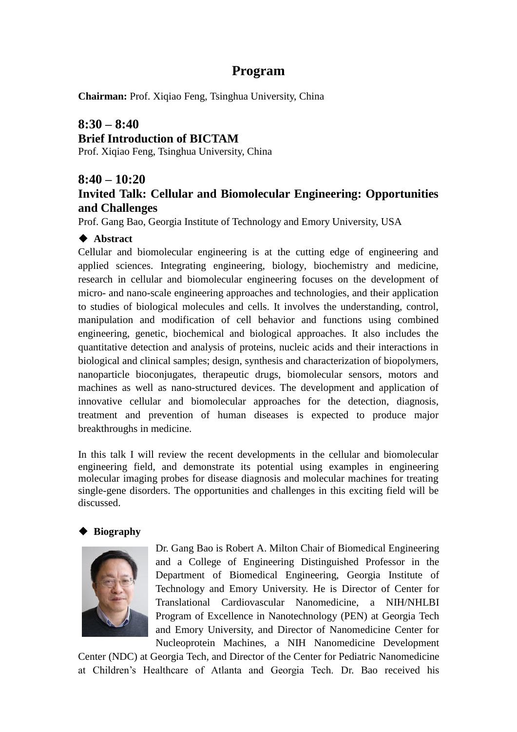# Program

**Chairman:** Prof. Xiqiao Feng, Tsinghua University, China

## 8:30 – 8:40
## Brief Introduction of BICTAM

Prof. Xiqiao Feng, Tsinghua University, China

## 8:40 – 10:20
## Invited Talk: Cellular and Biomolecular Engineering: Opportunities and Challenges

Prof. Gang Bao, Georgia Institute of Technology and Emory University, USA

◆ **Abstract**

Cellular and biomolecular engineering is at the cutting edge of engineering and applied sciences. Integrating engineering, biology, biochemistry and medicine, research in cellular and biomolecular engineering focuses on the development of micro- and nano-scale engineering approaches and technologies, and their application to studies of biological molecules and cells. It involves the understanding, control, manipulation and modification of cell behavior and functions using combined engineering, genetic, biochemical and biological approaches. It also includes the quantitative detection and analysis of proteins, nucleic acids and their interactions in biological and clinical samples; design, synthesis and characterization of biopolymers, nanoparticle bioconjugates, therapeutic drugs, biomolecular sensors, motors and machines as well as nano-structured devices. The development and application of innovative cellular and biomolecular approaches for the detection, diagnosis, treatment and prevention of human diseases is expected to produce major breakthroughs in medicine.

In this talk I will review the recent developments in the cellular and biomolecular engineering field, and demonstrate its potential using examples in engineering molecular imaging probes for disease diagnosis and molecular machines for treating single-gene disorders. The opportunities and challenges in this exciting field will be discussed.

◆ **Biography**

Dr. Gang Bao is Robert A. Milton Chair of Biomedical Engineering and a College of Engineering Distinguished Professor in the Department of Biomedical Engineering, Georgia Institute of Technology and Emory University. He is Director of Center for Translational Cardiovascular Nanomedicine, a NIH/NHLBI Program of Excellence in Nanotechnology (PEN) at Georgia Tech and Emory University, and Director of Nanomedicine Center for Nucleoprotein Machines, a NIH Nanomedicine Development Center (NDC) at Georgia Tech, and Director of the Center for Pediatric Nanomedicine at Children's Healthcare of Atlanta and Georgia Tech. Dr. Bao received his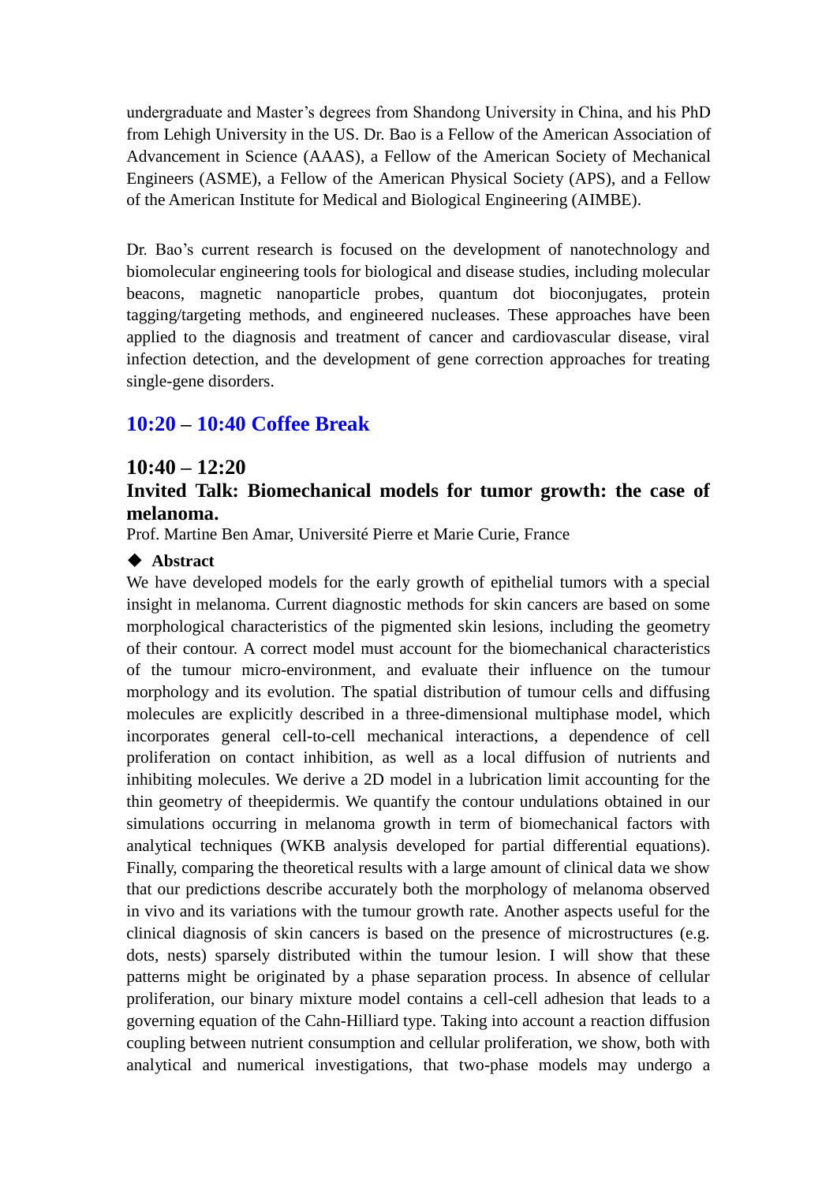undergraduate and Master's degrees from Shandong University in China, and his PhD from Lehigh University in the US. Dr. Bao is a Fellow of the American Association of Advancement in Science (AAAS), a Fellow of the American Society of Mechanical Engineers (ASME), a Fellow of the American Physical Society (APS), and a Fellow of the American Institute for Medical and Biological Engineering (AIMBE).

Dr. Bao's current research is focused on the development of nanotechnology and biomolecular engineering tools for biological and disease studies, including molecular beacons, magnetic nanoparticle probes, quantum dot bioconjugates, protein tagging/targeting methods, and engineered nucleases. These approaches have been applied to the diagnosis and treatment of cancer and cardiovascular disease, viral infection detection, and the development of gene correction approaches for treating single-gene disorders.

## 10:20 – 10:40 Coffee Break

## 10:40 – 12:20

## Invited Talk: Biomechanical models for tumor growth: the case of melanoma.

Prof. Martine Ben Amar, Université Pierre et Marie Curie, France

◆ **Abstract**

We have developed models for the early growth of epithelial tumors with a special insight in melanoma. Current diagnostic methods for skin cancers are based on some morphological characteristics of the pigmented skin lesions, including the geometry of their contour. A correct model must account for the biomechanical characteristics of the tumour micro-environment, and evaluate their influence on the tumour morphology and its evolution. The spatial distribution of tumour cells and diffusing molecules are explicitly described in a three-dimensional multiphase model, which incorporates general cell-to-cell mechanical interactions, a dependence of cell proliferation on contact inhibition, as well as a local diffusion of nutrients and inhibiting molecules. We derive a 2D model in a lubrication limit accounting for the thin geometry of theepidermis. We quantify the contour undulations obtained in our simulations occurring in melanoma growth in term of biomechanical factors with analytical techniques (WKB analysis developed for partial differential equations). Finally, comparing the theoretical results with a large amount of clinical data we show that our predictions describe accurately both the morphology of melanoma observed in vivo and its variations with the tumour growth rate. Another aspects useful for the clinical diagnosis of skin cancers is based on the presence of microstructures (e.g. dots, nests) sparsely distributed within the tumour lesion. I will show that these patterns might be originated by a phase separation process. In absence of cellular proliferation, our binary mixture model contains a cell-cell adhesion that leads to a governing equation of the Cahn-Hilliard type. Taking into account a reaction diffusion coupling between nutrient consumption and cellular proliferation, we show, both with analytical and numerical investigations, that two-phase models may undergo a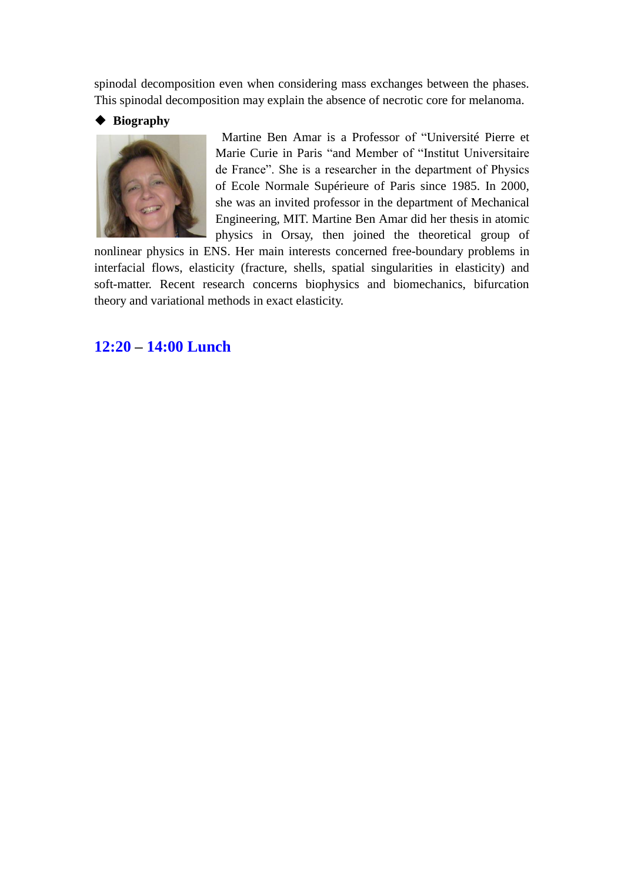spinodal decomposition even when considering mass exchanges between the phases. This spinodal decomposition may explain the absence of necrotic core for melanoma.

◆ **Biography**

Martine Ben Amar is a Professor of “Université Pierre et Marie Curie in Paris “and Member of “Institut Universitaire de France”. She is a researcher in the department of Physics of Ecole Normale Supérieure of Paris since 1985. In 2000, she was an invited professor in the department of Mechanical Engineering, MIT. Martine Ben Amar did her thesis in atomic physics in Orsay, then joined the theoretical group of nonlinear physics in ENS. Her main interests concerned free-boundary problems in interfacial flows, elasticity (fracture, shells, spatial singularities in elasticity) and soft-matter. Recent research concerns biophysics and biomechanics, bifurcation theory and variational methods in exact elasticity.

## 12:20 – 14:00 Lunch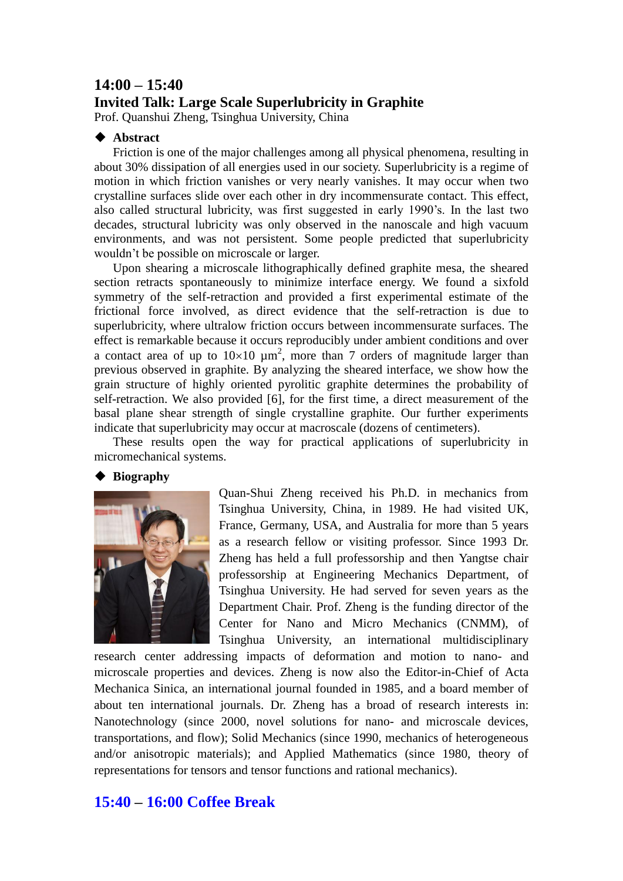## 14:00 – 15:40

## Invited Talk: Large Scale Superlubricity in Graphite

Prof. Quanshui Zheng, Tsinghua University, China

### ◆ Abstract

Friction is one of the major challenges among all physical phenomena, resulting in about 30% dissipation of all energies used in our society. Superlubricity is a regime of motion in which friction vanishes or very nearly vanishes. It may occur when two crystalline surfaces slide over each other in dry incommensurate contact. This effect, also called structural lubricity, was first suggested in early 1990's. In the last two decades, structural lubricity was only observed in the nanoscale and high vacuum environments, and was not persistent. Some people predicted that superlubricity wouldn't be possible on microscale or larger.

Upon shearing a microscale lithographically defined graphite mesa, the sheared section retracts spontaneously to minimize interface energy. We found a sixfold symmetry of the self-retraction and provided a first experimental estimate of the frictional force involved, as direct evidence that the self-retraction is due to superlubricity, where ultralow friction occurs between incommensurate surfaces. The effect is remarkable because it occurs reproducibly under ambient conditions and over a contact area of up to $10\times10\ \mu m^2$, more than 7 orders of magnitude larger than previous observed in graphite. By analyzing the sheared interface, we show how the grain structure of highly oriented pyrolitic graphite determines the probability of self-retraction. We also provided [6], for the first time, a direct measurement of the basal plane shear strength of single crystalline graphite. Our further experiments indicate that superlubricity may occur at macroscale (dozens of centimeters).

These results open the way for practical applications of superlubricity in micromechanical systems.

### ◆ Biography

Quan-Shui Zheng received his Ph.D. in mechanics from Tsinghua University, China, in 1989. He had visited UK, France, Germany, USA, and Australia for more than 5 years as a research fellow or visiting professor. Since 1993 Dr. Zheng has held a full professorship and then Yangtse chair professorship at Engineering Mechanics Department, of Tsinghua University. He had served for seven years as the Department Chair. Prof. Zheng is the funding director of the Center for Nano and Micro Mechanics (CNMM), of Tsinghua University, an international multidisciplinary research center addressing impacts of deformation and motion to nano- and microscale properties and devices. Zheng is now also the Editor-in-Chief of Acta Mechanica Sinica, an international journal founded in 1985, and a board member of about ten international journals. Dr. Zheng has a broad of research interests in: Nanotechnology (since 2000, novel solutions for nano- and microscale devices, transportations, and flow); Solid Mechanics (since 1990, mechanics of heterogeneous and/or anisotropic materials); and Applied Mathematics (since 1980, theory of representations for tensors and tensor functions and rational mechanics).

## 15:40 – 16:00 Coffee Break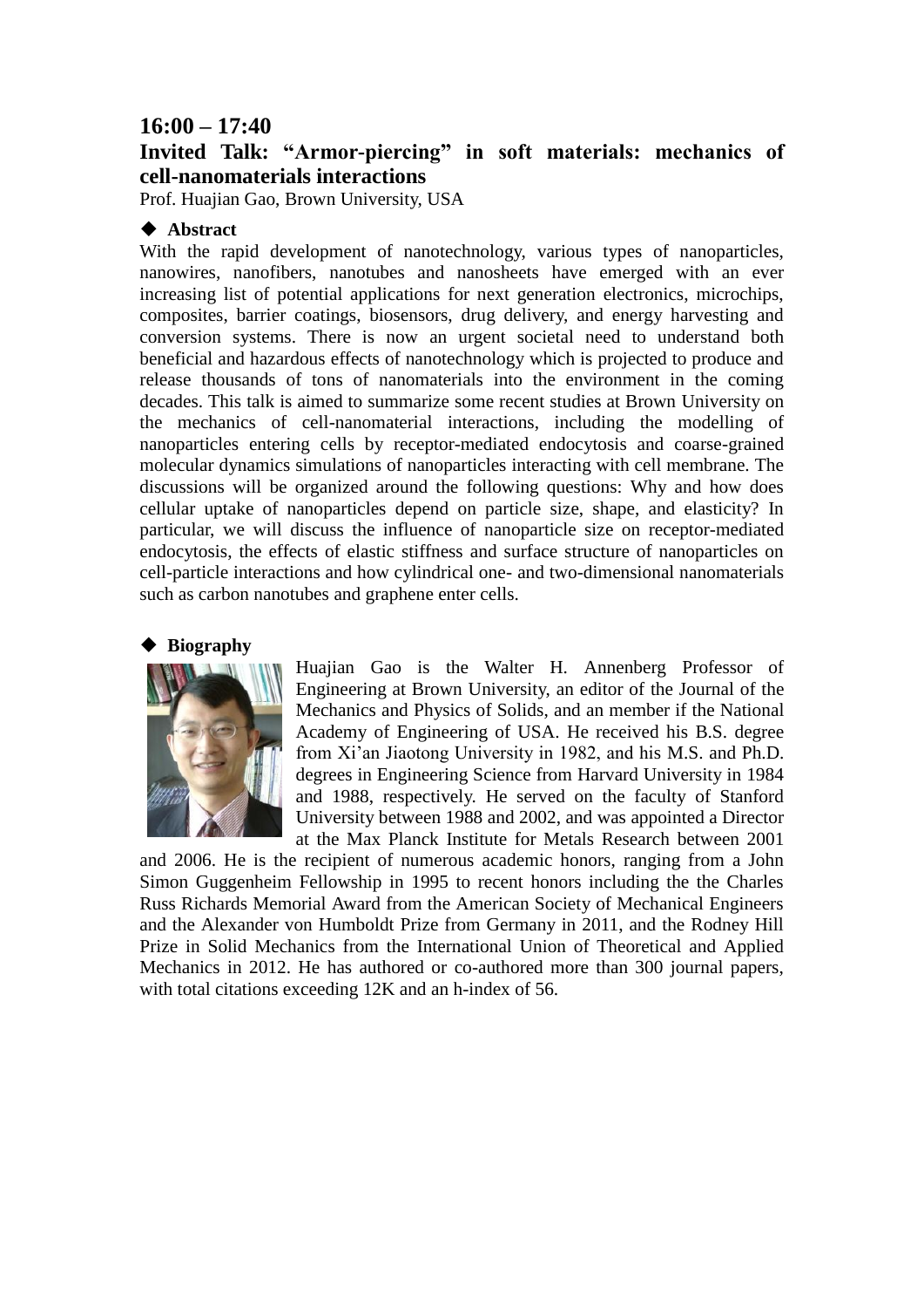## 16:00 – 17:40

## Invited Talk: "Armor-piercing" in soft materials: mechanics of cell-nanomaterials interactions

Prof. Huajian Gao, Brown University, USA

◆ **Abstract**

With the rapid development of nanotechnology, various types of nanoparticles, nanowires, nanofibers, nanotubes and nanosheets have emerged with an ever increasing list of potential applications for next generation electronics, microchips, composites, barrier coatings, biosensors, drug delivery, and energy harvesting and conversion systems. There is now an urgent societal need to understand both beneficial and hazardous effects of nanotechnology which is projected to produce and release thousands of tons of nanomaterials into the environment in the coming decades. This talk is aimed to summarize some recent studies at Brown University on the mechanics of cell-nanomaterial interactions, including the modelling of nanoparticles entering cells by receptor-mediated endocytosis and coarse-grained molecular dynamics simulations of nanoparticles interacting with cell membrane. The discussions will be organized around the following questions: Why and how does cellular uptake of nanoparticles depend on particle size, shape, and elasticity? In particular, we will discuss the influence of nanoparticle size on receptor-mediated endocytosis, the effects of elastic stiffness and surface structure of nanoparticles on cell-particle interactions and how cylindrical one- and two-dimensional nanomaterials such as carbon nanotubes and graphene enter cells.

◆ **Biography**

Huajian Gao is the Walter H. Annenberg Professor of Engineering at Brown University, an editor of the Journal of the Mechanics and Physics of Solids, and an member if the National Academy of Engineering of USA. He received his B.S. degree from Xi'an Jiaotong University in 1982, and his M.S. and Ph.D. degrees in Engineering Science from Harvard University in 1984 and 1988, respectively. He served on the faculty of Stanford University between 1988 and 2002, and was appointed a Director at the Max Planck Institute for Metals Research between 2001 and 2006. He is the recipient of numerous academic honors, ranging from a John Simon Guggenheim Fellowship in 1995 to recent honors including the the Charles Russ Richards Memorial Award from the American Society of Mechanical Engineers and the Alexander von Humboldt Prize from Germany in 2011, and the Rodney Hill Prize in Solid Mechanics from the International Union of Theoretical and Applied Mechanics in 2012. He has authored or co-authored more than 300 journal papers, with total citations exceeding 12K and an h-index of 56.